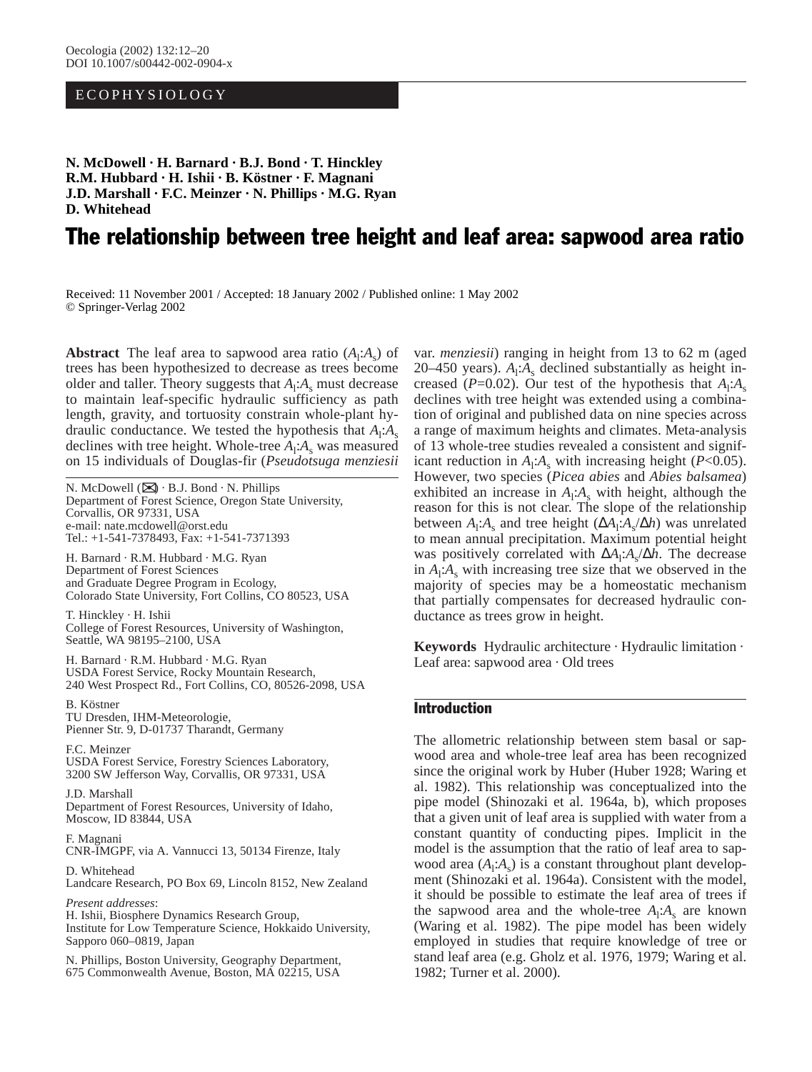ECOPHYSIOLOGY

**N. McDowell · H. Barnard · B.J. Bond · T. Hinckley R.M. Hubbard · H. Ishii · B. Köstner · F. Magnani J.D. Marshall · F.C. Meinzer · N. Phillips · M.G. Ryan D. Whitehead**

# The relationship between tree height and leaf area: sapwood area ratio

Received: 11 November 2001 / Accepted: 18 January 2002 / Published online: 1 May 2002
© Springer-Verlag 2002

**Abstract** The leaf area to sapwood area ratio ($A_l$:$A_s$) of trees has been hypothesized to decrease as trees become older and taller. Theory suggests that $A_l$:$A_s$ must decrease to maintain leaf-specific hydraulic sufficiency as path length, gravity, and tortuosity constrain whole-plant hydraulic conductance. We tested the hypothesis that $A_l$:$A_s$ declines with tree height. Whole-tree $A_l$:$A_s$ was measured on 15 individuals of Douglas-fir (*Pseudotsuga menziesii* var. *menziesii*) ranging in height from 13 to 62 m (aged 20–450 years). $A_l$:$A_s$ declined substantially as height increased ($P$=0.02). Our test of the hypothesis that $A_l$:$A_s$ declines with tree height was extended using a combination of original and published data on nine species across a range of maximum heights and climates. Meta-analysis of 13 whole-tree studies revealed a consistent and significant reduction in $A_l$:$A_s$ with increasing height ($P$<0.05). However, two species (*Picea abies* and *Abies balsamea*) exhibited an increase in $A_l$:$A_s$ with height, although the reason for this is not clear. The slope of the relationship between $A_l$:$A_s$ and tree height ($\Delta A_l$:$A_s$/$\Delta h$) was unrelated to mean annual precipitation. Maximum potential height was positively correlated with $\Delta A_l$:$A_s$/$\Delta h$. The decrease in $A_l$:$A_s$ with increasing tree size that we observed in the majority of species may be a homeostatic mechanism that partially compensates for decreased hydraulic conductance as trees grow in height.

**Keywords** Hydraulic architecture · Hydraulic limitation · Leaf area: sapwood area · Old trees

N. McDowell (✉) · B.J. Bond · N. Phillips
Department of Forest Science, Oregon State University, Corvallis, OR 97331, USA
e-mail: nate.mcdowell@orst.edu
Tel.: +1-541-7378493, Fax: +1-541-7371393

H. Barnard · R.M. Hubbard · M.G. Ryan
Department of Forest Sciences and Graduate Degree Program in Ecology, Colorado State University, Fort Collins, CO 80523, USA

T. Hinckley · H. Ishii
College of Forest Resources, University of Washington, Seattle, WA 98195–2100, USA

H. Barnard · R.M. Hubbard · M.G. Ryan
USDA Forest Service, Rocky Mountain Research, 240 West Prospect Rd., Fort Collins, CO, 80526-2098, USA

B. Köstner
TU Dresden, IHM-Meteorologie, Pienner Str. 9, D-01737 Tharandt, Germany

F.C. Meinzer
USDA Forest Service, Forestry Sciences Laboratory, 3200 SW Jefferson Way, Corvallis, OR 97331, USA

J.D. Marshall
Department of Forest Resources, University of Idaho, Moscow, ID 83844, USA

F. Magnani
CNR-IMGPF, via A. Vannucci 13, 50134 Firenze, Italy

D. Whitehead
Landcare Research, PO Box 69, Lincoln 8152, New Zealand

*Present addresses*:
H. Ishii, Biosphere Dynamics Research Group, Institute for Low Temperature Science, Hokkaido University, Sapporo 060–0819, Japan

N. Phillips, Boston University, Geography Department, 675 Commonwealth Avenue, Boston, MA 02215, USA

## Introduction

The allometric relationship between stem basal or sapwood area and whole-tree leaf area has been recognized since the original work by Huber (Huber 1928; Waring et al. 1982). This relationship was conceptualized into the pipe model (Shinozaki et al. 1964a, b), which proposes that a given unit of leaf area is supplied with water from a constant quantity of conducting pipes. Implicit in the model is the assumption that the ratio of leaf area to sapwood area ($A_l$:$A_s$) is a constant throughout plant development (Shinozaki et al. 1964a). Consistent with the model, it should be possible to estimate the leaf area of trees if the sapwood area and the whole-tree $A_l$:$A_s$ are known (Waring et al. 1982). The pipe model has been widely employed in studies that require knowledge of tree or stand leaf area (e.g. Gholz et al. 1976, 1979; Waring et al. 1982; Turner et al. 2000).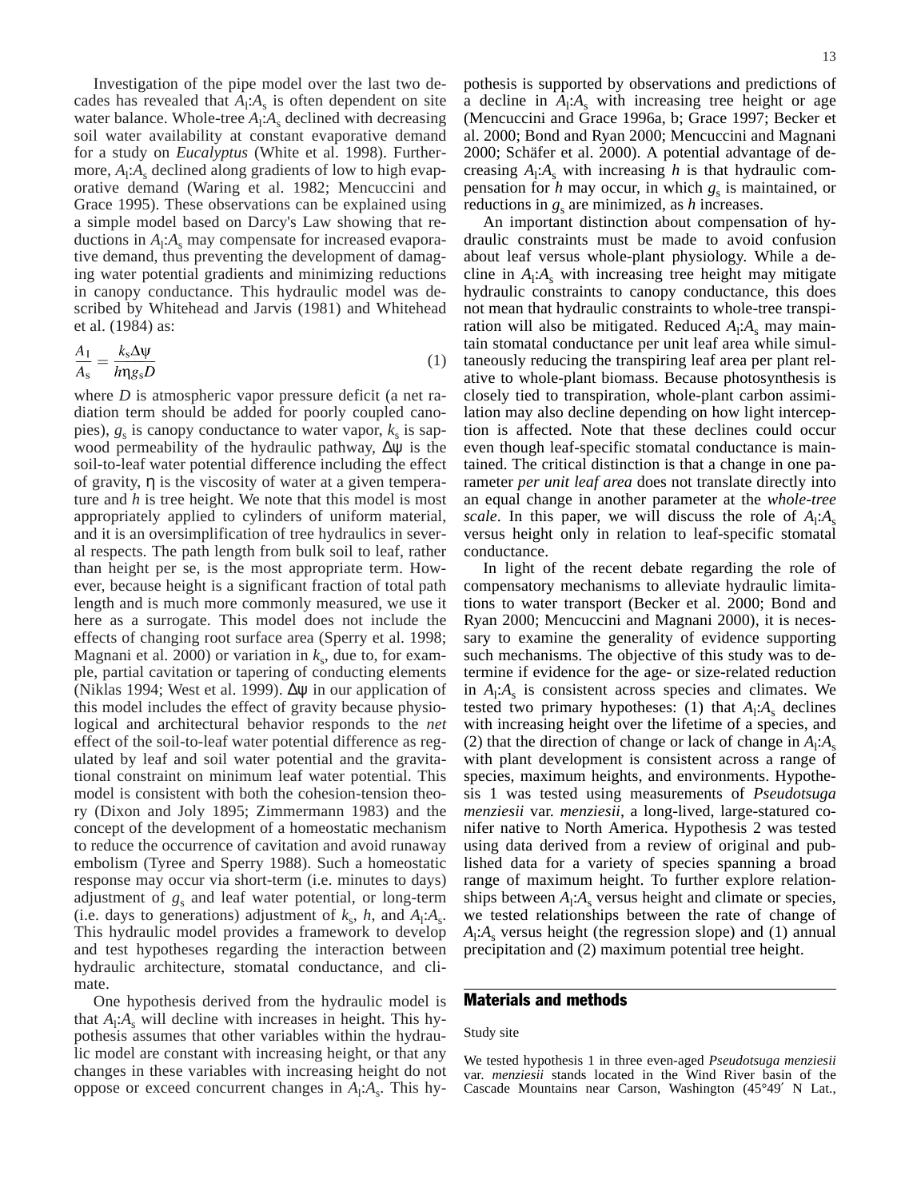Investigation of the pipe model over the last two decades has revealed that $A_l$:$A_s$ is often dependent on site water balance. Whole-tree $A_l$:$A_s$ declined with decreasing soil water availability at constant evaporative demand for a study on *Eucalyptus* (White et al. 1998). Furthermore, $A_l$:$A_s$ declined along gradients of low to high evaporative demand (Waring et al. 1982; Mencuccini and Grace 1995). These observations can be explained using a simple model based on Darcy's Law showing that reductions in $A_l$:$A_s$ may compensate for increased evaporative demand, thus preventing the development of damaging water potential gradients and minimizing reductions in canopy conductance. This hydraulic model was described by Whitehead and Jarvis (1981) and Whitehead et al. (1984) as:

$$\frac{A_l}{A_s} = \frac{k_s \Delta\psi}{h \eta g_s D} \tag{1}$$

where $D$ is atmospheric vapor pressure deficit (a net radiation term should be added for poorly coupled canopies), $g_s$ is canopy conductance to water vapor, $k_s$ is sapwood permeability of the hydraulic pathway, $\Delta\psi$ is the soil-to-leaf water potential difference including the effect of gravity, $\eta$ is the viscosity of water at a given temperature and $h$ is tree height. We note that this model is most appropriately applied to cylinders of uniform material, and it is an oversimplification of tree hydraulics in several respects. The path length from bulk soil to leaf, rather than height per se, is the most appropriate term. However, because height is a significant fraction of total path length and is much more commonly measured, we use it here as a surrogate. This model does not include the effects of changing root surface area (Sperry et al. 1998; Magnani et al. 2000) or variation in $k_s$, due to, for example, partial cavitation or tapering of conducting elements (Niklas 1994; West et al. 1999). $\Delta\psi$ in our application of this model includes the effect of gravity because physiological and architectural behavior responds to the *net* effect of the soil-to-leaf water potential difference as regulated by leaf and soil water potential and the gravitational constraint on minimum leaf water potential. This model is consistent with both the cohesion-tension theory (Dixon and Joly 1895; Zimmermann 1983) and the concept of the development of a homeostatic mechanism to reduce the occurrence of cavitation and avoid runaway embolism (Tyree and Sperry 1988). Such a homeostatic response may occur via short-term (i.e. minutes to days) adjustment of $g_s$ and leaf water potential, or long-term (i.e. days to generations) adjustment of $k_s$, $h$, and $A_l$:$A_s$. This hydraulic model provides a framework to develop and test hypotheses regarding the interaction between hydraulic architecture, stomatal conductance, and climate.

One hypothesis derived from the hydraulic model is that $A_l$:$A_s$ will decline with increases in height. This hypothesis assumes that other variables within the hydraulic model are constant with increasing height, or that any changes in these variables with increasing height do not oppose or exceed concurrent changes in $A_l$:$A_s$. This hypothesis is supported by observations and predictions of a decline in $A_l$:$A_s$ with increasing tree height or age (Mencuccini and Grace 1996a, b; Grace 1997; Becker et al. 2000; Bond and Ryan 2000; Mencuccini and Magnani 2000; Schäfer et al. 2000). A potential advantage of decreasing $A_l$:$A_s$ with increasing $h$ is that hydraulic compensation for $h$ may occur, in which $g_s$ is maintained, or reductions in $g_s$ are minimized, as $h$ increases.

An important distinction about compensation of hydraulic constraints must be made to avoid confusion about leaf versus whole-plant physiology. While a decline in $A_l$:$A_s$ with increasing tree height may mitigate hydraulic constraints to canopy conductance, this does not mean that hydraulic constraints to whole-tree transpiration will also be mitigated. Reduced $A_l$:$A_s$ may maintain stomatal conductance per unit leaf area while simultaneously reducing the transpiring leaf area per plant relative to whole-plant biomass. Because photosynthesis is closely tied to transpiration, whole-plant carbon assimilation may also decline depending on how light interception is affected. Note that these declines could occur even though leaf-specific stomatal conductance is maintained. The critical distinction is that a change in one parameter *per unit leaf area* does not translate directly into an equal change in another parameter at the *whole-tree scale*. In this paper, we will discuss the role of $A_l$:$A_s$ versus height only in relation to leaf-specific stomatal conductance.

In light of the recent debate regarding the role of compensatory mechanisms to alleviate hydraulic limitations to water transport (Becker et al. 2000; Bond and Ryan 2000; Mencuccini and Magnani 2000), it is necessary to examine the generality of evidence supporting such mechanisms. The objective of this study was to determine if evidence for the age- or size-related reduction in $A_l$:$A_s$ is consistent across species and climates. We tested two primary hypotheses: (1) that $A_l$:$A_s$ declines with increasing height over the lifetime of a species, and (2) that the direction of change or lack of change in $A_l$:$A_s$ with plant development is consistent across a range of species, maximum heights, and environments. Hypothesis 1 was tested using measurements of *Pseudotsuga menziesii* var. *menziesii*, a long-lived, large-statured conifer native to North America. Hypothesis 2 was tested using data derived from a review of original and published data for a variety of species spanning a broad range of maximum height. To further explore relationships between $A_l$:$A_s$ versus height and climate or species, we tested relationships between the rate of change of $A_l$:$A_s$ versus height (the regression slope) and (1) annual precipitation and (2) maximum potential tree height.

## Materials and methods

### Study site

We tested hypothesis 1 in three even-aged *Pseudotsuga menziesii* var. *menziesii* stands located in the Wind River basin of the Cascade Mountains near Carson, Washington (45°49′ N Lat.,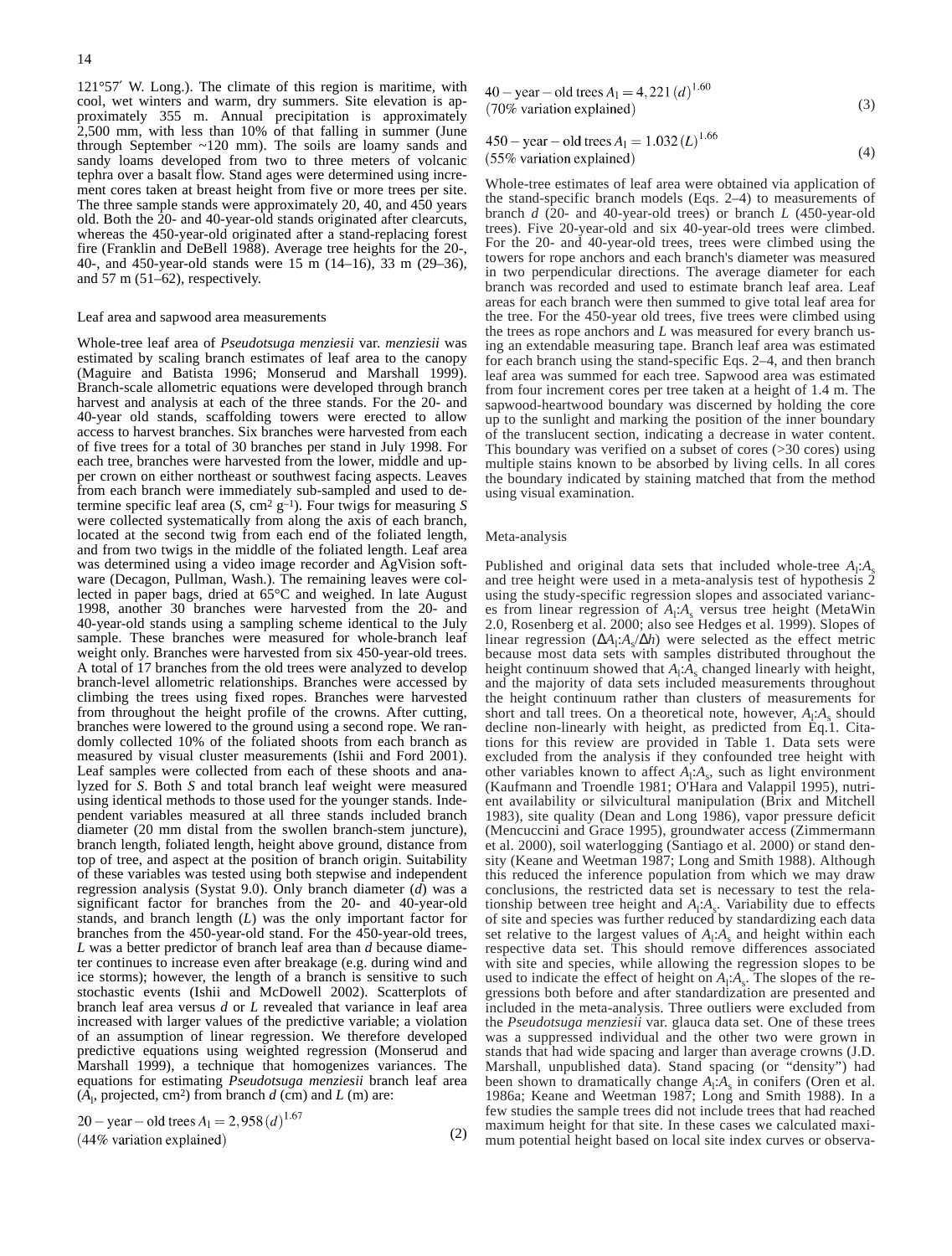121°57′ W. Long.). The climate of this region is maritime, with cool, wet winters and warm, dry summers. Site elevation is approximately 355 m. Annual precipitation is approximately 2,500 mm, with less than 10% of that falling in summer (June through September ~120 mm). The soils are loamy sands and sandy loams developed from two to three meters of volcanic tephra over a basalt flow. Stand ages were determined using increment cores taken at breast height from five or more trees per site. The three sample stands were approximately 20, 40, and 450 years old. Both the 20- and 40-year-old stands originated after clearcuts, whereas the 450-year-old originated after a stand-replacing forest fire (Franklin and DeBell 1988). Average tree heights for the 20-, 40-, and 450-year-old stands were 15 m (14–16), 33 m (29–36), and 57 m (51–62), respectively.

## Leaf area and sapwood area measurements

Whole-tree leaf area of *Pseudotsuga menziesii* var. *menziesii* was estimated by scaling branch estimates of leaf area to the canopy (Maguire and Batista 1996; Monserud and Marshall 1999). Branch-scale allometric equations were developed through branch harvest and analysis at each of the three stands. For the 20- and 40-year old stands, scaffolding towers were erected to allow access to harvest branches. Six branches were harvested from each of five trees for a total of 30 branches per stand in July 1998. For each tree, branches were harvested from the lower, middle and upper crown on either northeast or southwest facing aspects. Leaves from each branch were immediately sub-sampled and used to determine specific leaf area ($S$, $cm^2\ g^{-1}$). Four twigs for measuring $S$ were collected systematically from along the axis of each branch, located at the second twig from each end of the foliated length, and from two twigs in the middle of the foliated length. Leaf area was determined using a video image recorder and AgVision software (Decagon, Pullman, Wash.). The remaining leaves were collected in paper bags, dried at 65°C and weighed. In late August 1998, another 30 branches were harvested from the 20- and 40-year-old stands using a sampling scheme identical to the July sample. These branches were measured for whole-branch leaf weight only. Branches were harvested from six 450-year-old trees. A total of 17 branches from the old trees were analyzed to develop branch-level allometric relationships. Branches were accessed by climbing the trees using fixed ropes. Branches were harvested from throughout the height profile of the crowns. After cutting, branches were lowered to the ground using a second rope. We randomly collected 10% of the foliated shoots from each branch as measured by visual cluster measurements (Ishii and Ford 2001). Leaf samples were collected from each of these shoots and analyzed for $S$. Both $S$ and total branch leaf weight were measured using identical methods to those used for the younger stands. Independent variables measured at all three stands included branch diameter (20 mm distal from the swollen branch-stem juncture), branch length, foliated length, height above ground, distance from top of tree, and aspect at the position of branch origin. Suitability of these variables was tested using both stepwise and independent regression analysis (Systat 9.0). Only branch diameter ($d$) was a significant factor for branches from the 20- and 40-year-old stands, and branch length ($L$) was the only important factor for branches from the 450-year-old stand. For the 450-year-old trees, $L$ was a better predictor of branch leaf area than $d$ because diameter continues to increase even after breakage (e.g. during wind and ice storms); however, the length of a branch is sensitive to such stochastic events (Ishii and McDowell 2002). Scatterplots of branch leaf area versus $d$ or $L$ revealed that variance in leaf area increased with larger values of the predictive variable; a violation of an assumption of linear regression. We therefore developed predictive equations using weighted regression (Monserud and Marshall 1999), a technique that homogenizes variances. The equations for estimating *Pseudotsuga menziesii* branch leaf area ($A_l$, projected, $cm^2$) from branch $d$ (cm) and $L$ (m) are:

$$20-\text{year}-\text{old trees } A_l = 2{,}958\,(d)^{1.67} \quad (44\%\ \text{variation explained}) \tag{2}$$

$$40-\text{year}-\text{old trees } A_l = 4{,}221\,(d)^{1.60} \quad (70\%\ \text{variation explained}) \tag{3}$$

$$450-\text{year}-\text{old trees } A_l = 1.032\,(L)^{1.66} \quad (55\%\ \text{variation explained}) \tag{4}$$

Whole-tree estimates of leaf area were obtained via application of the stand-specific branch models (Eqs. 2–4) to measurements of branch $d$ (20- and 40-year-old trees) or branch $L$ (450-year-old trees). Five 20-year-old and six 40-year-old trees were climbed. For the 20- and 40-year-old trees, trees were climbed using the towers for rope anchors and each branch's diameter was measured in two perpendicular directions. The average diameter for each branch was recorded and used to estimate branch leaf area. Leaf areas for each branch were then summed to give total leaf area for the tree. For the 450-year old trees, five trees were climbed using the trees as rope anchors and $L$ was measured for every branch using an extendable measuring tape. Branch leaf area was estimated for each branch using the stand-specific Eqs. 2–4, and then branch leaf area was summed for each tree. Sapwood area was estimated from four increment cores per tree taken at a height of 1.4 m. The sapwood-heartwood boundary was discerned by holding the core up to the sunlight and marking the position of the inner boundary of the translucent section, indicating a decrease in water content. This boundary was verified on a subset of cores (>30 cores) using multiple stains known to be absorbed by living cells. In all cores the boundary indicated by staining matched that from the method using visual examination.

## Meta-analysis

Published and original data sets that included whole-tree $A_l$:$A_s$ and tree height were used in a meta-analysis test of hypothesis 2 using the study-specific regression slopes and associated variances from linear regression of $A_l$:$A_s$ versus tree height (MetaWin 2.0, Rosenberg et al. 2000; also see Hedges et al. 1999). Slopes of linear regression ($\Delta A_l$:$A_s/\Delta h$) were selected as the effect metric because most data sets with samples distributed throughout the height continuum showed that $A_l$:$A_s$ changed linearly with height, and the majority of data sets included measurements throughout the height continuum rather than clusters of measurements for short and tall trees. On a theoretical note, however, $A_l$:$A_s$ should decline non-linearly with height, as predicted from Eq.1. Citations for this review are provided in Table 1. Data sets were excluded from the analysis if they confounded tree height with other variables known to affect $A_l$:$A_s$, such as light environment (Kaufmann and Troendle 1981; O'Hara and Valappil 1995), nutrient availability or silvicultural manipulation (Brix and Mitchell 1983), site quality (Dean and Long 1986), vapor pressure deficit (Mencuccini and Grace 1995), groundwater access (Zimmermann et al. 2000), soil waterlogging (Santiago et al. 2000) or stand density (Keane and Weetman 1987; Long and Smith 1988). Although this reduced the inference population from which we may draw conclusions, the restricted data set is necessary to test the relationship between tree height and $A_l$:$A_s$. Variability due to effects of site and species was further reduced by standardizing each data set relative to the largest values of $A_l$:$A_s$ and height within each respective data set. This should remove differences associated with site and species, while allowing the regression slopes to be used to indicate the effect of height on $A_l$:$A_s$. The slopes of the regressions both before and after standardization are presented and included in the meta-analysis. Three outliers were excluded from the *Pseudotsuga menziesii* var. glauca data set. One of these trees was a suppressed individual and the other two were grown in stands that had wide spacing and larger than average crowns (J.D. Marshall, unpublished data). Stand spacing (or "density") had been shown to dramatically change $A_l$:$A_s$ in conifers (Oren et al. 1986a; Keane and Weetman 1987; Long and Smith 1988). In a few studies the sample trees did not include trees that had reached maximum height for that site. In these cases we calculated maximum potential height based on local site index curves or observa-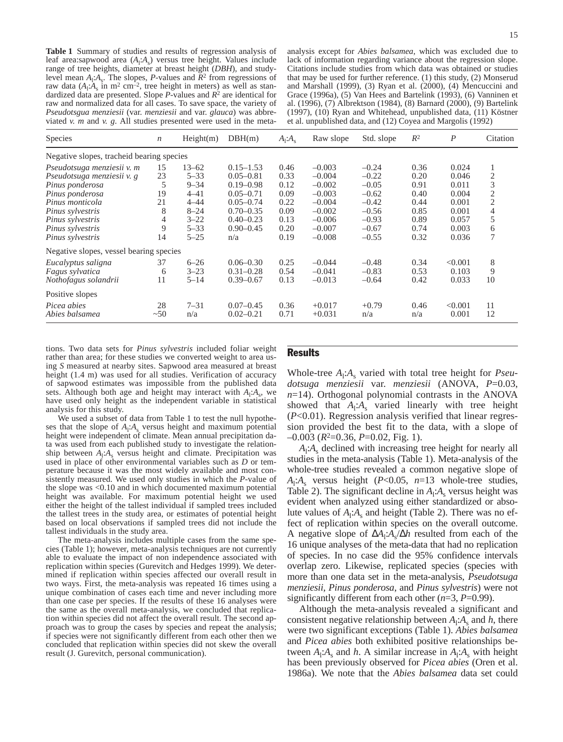**Table 1** Summary of studies and results of regression analysis of leaf area:sapwood area ($A_l$:$A_s$) versus tree height. Values include range of tree heights, diameter at breast height (*DBH*), and study-level mean $A_l$:$A_s$. The slopes, *P*-values and $R^2$ from regressions of raw data ($A_l$:$A_s$ in m$^2$ cm$^{-2}$, tree height in meters) as well as standardized data are presented. Slope *P*-values and $R^2$ are identical for raw and normalized data for all cases. To save space, the variety of *Pseudotsgua menziesii* (var. *menziesii* and var. *glauca*) was abbreviated *v. m* and *v. g*. All studies presented were used in the meta-analysis except for *Abies balsamea*, which was excluded due to lack of information regarding variance about the regression slope. Citations include studies from which data was obtained or studies that may be used for further reference. (1) this study, (2) Monserud and Marshall (1999), (3) Ryan et al. (2000), (4) Mencuccini and Grace (1996a), (5) Van Hees and Bartelink (1993), (6) Vanninen et al. (1996), (7) Albrektson (1984), (8) Barnard (2000), (9) Bartelink (1997), (10) Ryan and Whitehead, unpublished data, (11) Köstner et al. unpublished data, and (12) Coyea and Margolis (1992)

| Species | *n* | Height(m) | DBH(m) | $A_l$:$A_s$ | Raw slope | Std. slope | $R^2$ | *P* | Citation |
|---|---|---|---|---|---|---|---|---|---|
| Negative slopes, tracheid bearing species | | | | | | | | | |
| *Pseudotsuga menziesii v. m* | 15 | 13–62 | 0.15–1.53 | 0.46 | –0.003 | –0.24 | 0.36 | 0.024 | 1 |
| *Pseudotsuga menziesii v. g* | 23 | 5–33 | 0.05–0.81 | 0.33 | –0.004 | –0.22 | 0.20 | 0.046 | 2 |
| *Pinus ponderosa* | 5 | 9–34 | 0.19–0.98 | 0.12 | –0.002 | –0.05 | 0.91 | 0.011 | 3 |
| *Pinus ponderosa* | 19 | 4–41 | 0.05–0.71 | 0.09 | –0.003 | –0.62 | 0.40 | 0.004 | 2 |
| *Pinus monticola* | 21 | 4–44 | 0.05–0.74 | 0.22 | –0.004 | –0.42 | 0.44 | 0.001 | 2 |
| *Pinus sylvestris* | 8 | 8–24 | 0.70–0.35 | 0.09 | –0.002 | –0.56 | 0.85 | 0.001 | 4 |
| *Pinus sylvestris* | 4 | 3–22 | 0.40–0.23 | 0.13 | –0.006 | –0.93 | 0.89 | 0.057 | 5 |
| *Pinus sylvestris* | 9 | 5–33 | 0.90–0.45 | 0.20 | –0.007 | –0.67 | 0.74 | 0.003 | 6 |
| *Pinus sylvestris* | 14 | 5–25 | n/a | 0.19 | –0.008 | –0.55 | 0.32 | 0.036 | 7 |
| Negative slopes, vessel bearing species | | | | | | | | | |
| *Eucalyptus saligna* | 37 | 6–26 | 0.06–0.30 | 0.25 | –0.044 | –0.48 | 0.34 | <0.001 | 8 |
| *Fagus sylvatica* | 6 | 3–23 | 0.31–0.28 | 0.54 | –0.041 | –0.83 | 0.53 | 0.103 | 9 |
| *Nothofagus solandrii* | 11 | 5–14 | 0.39–0.67 | 0.13 | –0.013 | –0.64 | 0.42 | 0.033 | 10 |
| Positive slopes | | | | | | | | | |
| *Picea abies* | 28 | 7–31 | 0.07–0.45 | 0.36 | +0.017 | +0.79 | 0.46 | <0.001 | 11 |
| *Abies balsamea* | ~50 | n/a | 0.02–0.21 | 0.71 | +0.031 | n/a | n/a | 0.001 | 12 |

tions. Two data sets for *Pinus sylvestris* included foliar weight rather than area; for these studies we converted weight to area using *S* measured at nearby sites. Sapwood area measured at breast height (1.4 m) was used for all studies. Verification of accuracy of sapwood estimates was impossible from the published data sets. Although both age and height may interact with $A_l$:$A_s$, we have used only height as the independent variable in statistical analysis for this study.

We used a subset of data from Table 1 to test the null hypotheses that the slope of $A_l$:$A_s$ versus height and maximum potential height were independent of climate. Mean annual precipitation data was used from each published study to investigate the relationship between $A_l$:$A_s$ versus height and climate. Precipitation was used in place of other environmental variables such as *D* or temperature because it was the most widely available and most consistently measured. We used only studies in which the *P*-value of the slope was <0.10 and in which documented maximum potential height was available. For maximum potential height we used either the height of the tallest individual if sampled trees included the tallest trees in the study area, or estimates of potential height based on local observations if sampled trees did not include the tallest individuals in the study area.

The meta-analysis includes multiple cases from the same species (Table 1); however, meta-analysis techniques are not currently able to evaluate the impact of non independence associated with replication within species (Gurevitch and Hedges 1999). We determined if replication within species affected our overall result in two ways. First, the meta-analysis was repeated 16 times using a unique combination of cases each time and never including more than one case per species. If the results of these 16 analyses were the same as the overall meta-analysis, we concluded that replication within species did not affect the overall result. The second approach was to group the cases by species and repeat the analysis; if species were not significantly different from each other then we concluded that replication within species did not skew the overall result (J. Gurevitch, personal communication).

## Results

Whole-tree $A_l$:$A_s$ varied with total tree height for *Pseudotsuga menziesii* var. *menziesii* (ANOVA, *P*=0.03, *n*=14). Orthogonal polynomial contrasts in the ANOVA showed that $A_l$:$A_s$ varied linearly with tree height (*P*<0.01). Regression analysis verified that linear regression provided the best fit to the data, with a slope of –0.003 ($R^2$=0.36, *P*=0.02, Fig. 1).

$A_l$:$A_s$ declined with increasing tree height for nearly all studies in the meta-analysis (Table 1). Meta-analysis of the whole-tree studies revealed a common negative slope of $A_l$:$A_s$ versus height (*P*<0.05, *n*=13 whole-tree studies, Table 2). The significant decline in $A_l$:$A_s$ versus height was evident when analyzed using either standardized or absolute values of $A_l$:$A_s$ and height (Table 2). There was no effect of replication within species on the overall outcome. A negative slope of $\Delta A_l$:$A_s$/$\Delta h$ resulted from each of the 16 unique analyses of the meta-data that had no replication of species. In no case did the 95% confidence intervals overlap zero. Likewise, replicated species (species with more than one data set in the meta-analysis, *Pseudotsuga menziesii*, *Pinus ponderosa*, and *Pinus sylvestris*) were not significantly different from each other (*n*=3, *P*=0.99).

Although the meta-analysis revealed a significant and consistent negative relationship between $A_l$:$A_s$ and *h*, there were two significant exceptions (Table 1). *Abies balsamea* and *Picea abies* both exhibited positive relationships between $A_l$:$A_s$ and *h*. A similar increase in $A_l$:$A_s$ with height has been previously observed for *Picea abies* (Oren et al. 1986a). We note that the *Abies balsamea* data set could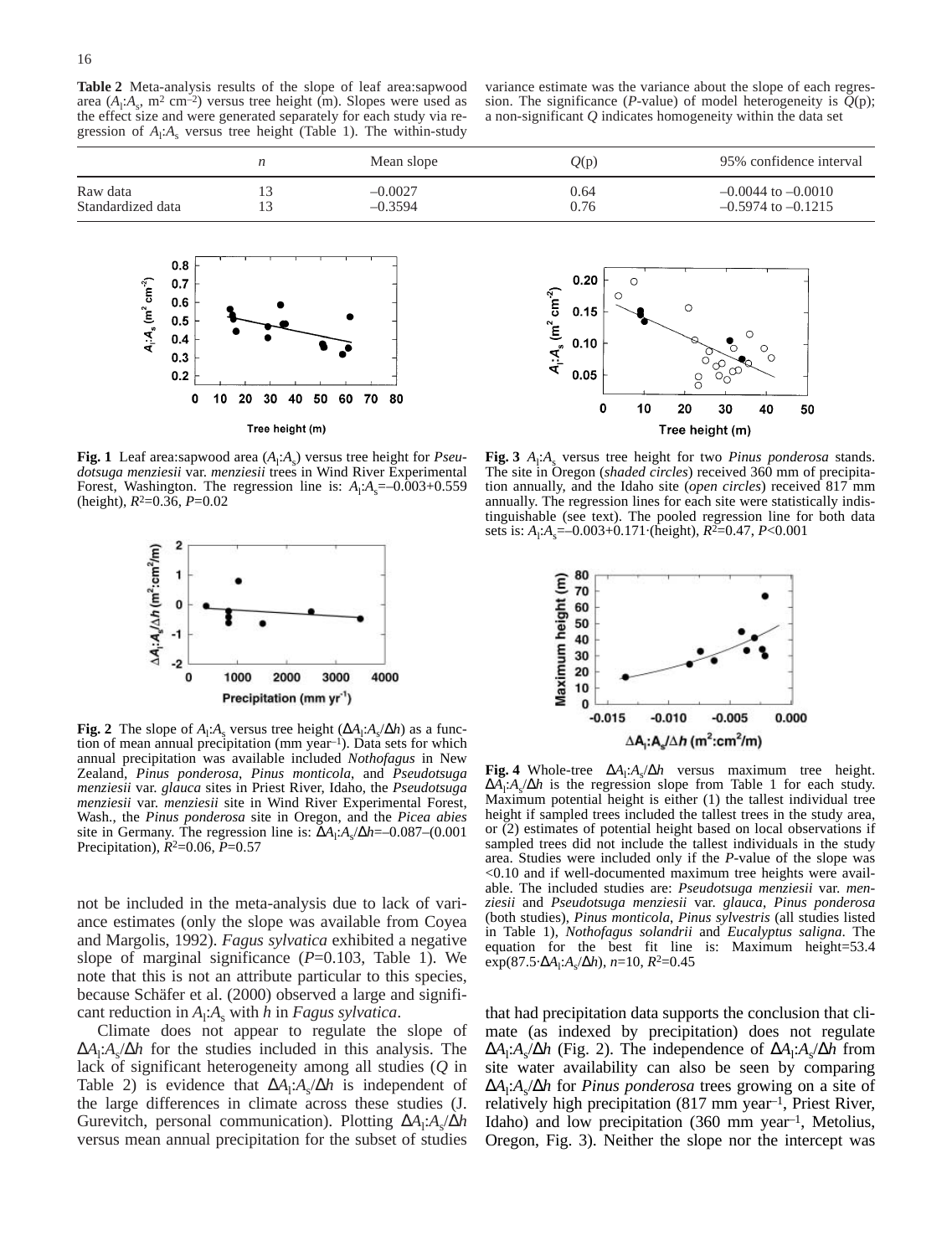**Table 2** Meta-analysis results of the slope of leaf area:sapwood area ($A_l$:$A_s$, m$^2$ cm$^{-2}$) versus tree height (m). Slopes were used as the effect size and were generated separately for each study via regression of $A_l$:$A_s$ versus tree height (Table 1). The within-study variance estimate was the variance about the slope of each regression. The significance (*P*-value) of model heterogeneity is *Q*(p); a non-significant *Q* indicates homogeneity within the data set

| | *n* | Mean slope | *Q*(p) | 95% confidence interval |
|---|---|---|---|---|
| Raw data | 13 | –0.0027 | 0.64 | –0.0044 to –0.0010 |
| Standardized data | 13 | –0.3594 | 0.76 | –0.5974 to –0.1215 |

**Fig. 1** Leaf area:sapwood area ($A_l$:$A_s$) versus tree height for *Pseudotsuga menziesii* var. *menziesii* trees in Wind River Experimental Forest, Washington. The regression line is: $A_l$:$A_s$=–0.003+0.559 (height), $R^2$=0.36, $P$=0.02

**Fig. 2** The slope of $A_l$:$A_s$ versus tree height ($\Delta A_l$:$A_s$/$\Delta h$) as a function of mean annual precipitation (mm year$^{-1}$). Data sets for which annual precipitation was available included *Nothofagus* in New Zealand, *Pinus ponderosa*, *Pinus monticola*, and *Pseudotsuga menziesii* var. *glauca* sites in Priest River, Idaho, the *Pseudotsuga menziesii* var. *menziesii* site in Wind River Experimental Forest, Wash., the *Pinus ponderosa* site in Oregon, and the *Picea abies* site in Germany. The regression line is: $\Delta A_l$:$A_s$/$\Delta h$=–0.087–(0.001 Precipitation), $R^2$=0.06, $P$=0.57

**Fig. 3** $A_l$:$A_s$ versus tree height for two *Pinus ponderosa* stands. The site in Oregon (*shaded circles*) received 360 mm of precipitation annually, and the Idaho site (*open circles*) received 817 mm annually. The regression lines for each site were statistically indistinguishable (see text). The pooled regression line for both data sets is: $A_l$:$A_s$=–0.003+0.171·(height), $R^2$=0.47, $P$<0.001

**Fig. 4** Whole-tree $\Delta A_l$:$A_s$/$\Delta h$ versus maximum tree height. $\Delta A_l$:$A_s$/$\Delta h$ is the regression slope from Table 1 for each study. Maximum potential height is either (1) the tallest individual tree height if sampled trees included the tallest trees in the study area, or (2) estimates of potential height based on local observations if sampled trees did not include the tallest individuals in the study area. Studies were included only if the *P*-value of the slope was <0.10 and if well-documented maximum tree heights were available. The included studies are: *Pseudotsuga menziesii* var. *menziesii* and *Pseudotsuga menziesii* var. *glauca*, *Pinus ponderosa* (both studies), *Pinus monticola*, *Pinus sylvestris* (all studies listed in Table 1), *Nothofagus solandrii* and *Eucalyptus saligna*. The equation for the best fit line is: Maximum height=53.4 exp(87.5·$\Delta A_l$:$A_s$/$\Delta h$), $n$=10, $R^2$=0.45

not be included in the meta-analysis due to lack of variance estimates (only the slope was available from Coyea and Margolis, 1992). *Fagus sylvatica* exhibited a negative slope of marginal significance ($P$=0.103, Table 1). We note that this is not an attribute particular to this species, because Schäfer et al. (2000) observed a large and significant reduction in $A_l$:$A_s$ with $h$ in *Fagus sylvatica*.

Climate does not appear to regulate the slope of $\Delta A_l$:$A_s$/$\Delta h$ for the studies included in this analysis. The lack of significant heterogeneity among all studies (*Q* in Table 2) is evidence that $\Delta A_l$:$A_s$/$\Delta h$ is independent of the large differences in climate across these studies (J. Gurevitch, personal communication). Plotting $\Delta A_l$:$A_s$/$\Delta h$ versus mean annual precipitation for the subset of studies that had precipitation data supports the conclusion that climate (as indexed by precipitation) does not regulate $\Delta A_l$:$A_s$/$\Delta h$ (Fig. 2). The independence of $\Delta A_l$:$A_s$/$\Delta h$ from site water availability can also be seen by comparing $\Delta A_l$:$A_s$/$\Delta h$ for *Pinus ponderosa* trees growing on a site of relatively high precipitation (817 mm year$^{-1}$, Priest River, Idaho) and low precipitation (360 mm year$^{-1}$, Metolius, Oregon, Fig. 3). Neither the slope nor the intercept was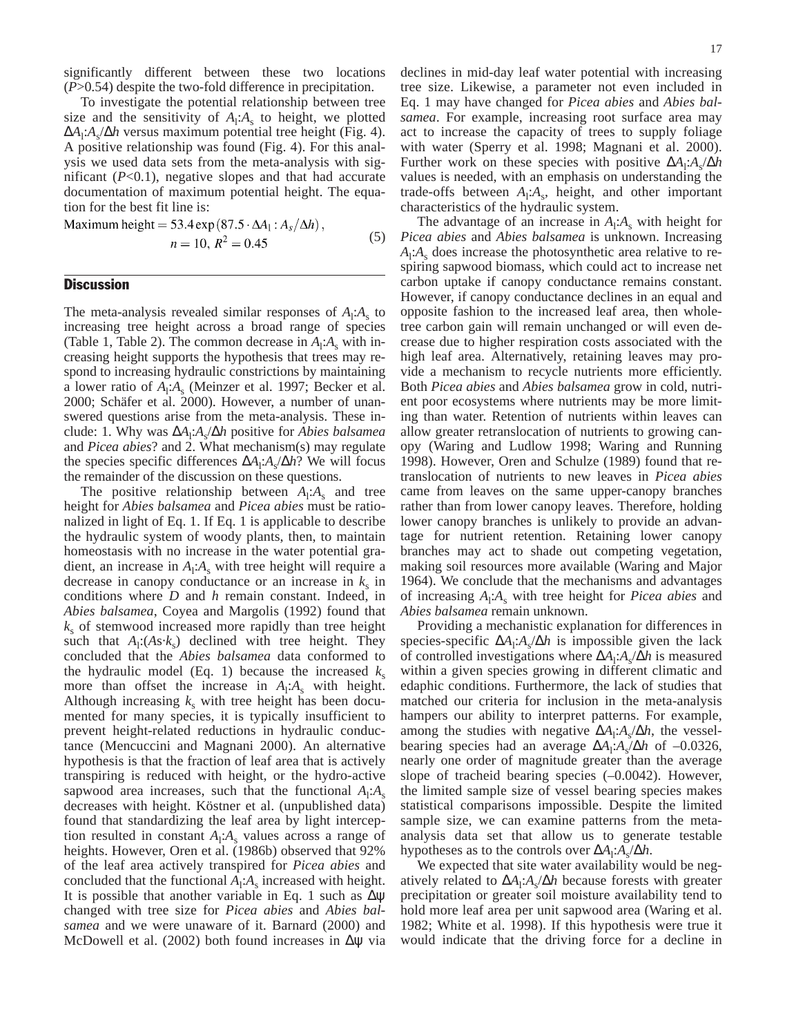significantly different between these two locations ($P$>0.54) despite the two-fold difference in precipitation.

To investigate the potential relationship between tree size and the sensitivity of $A_l$:$A_s$ to height, we plotted $\Delta A_l$:$A_s$/$\Delta h$ versus maximum potential tree height (Fig. 4). A positive relationship was found (Fig. 4). For this analysis we used data sets from the meta-analysis with significant ($P$<0.1), negative slopes and that had accurate documentation of maximum potential height. The equation for the best fit line is:

$$\text{Maximum height} = 53.4\exp\left(87.5\cdot\Delta A_l : A_s/\Delta h\right),\quad n = 10,\ R^2 = 0.45 \tag{5}$$

## Discussion

The meta-analysis revealed similar responses of $A_l$:$A_s$ to increasing tree height across a broad range of species (Table 1, Table 2). The common decrease in $A_l$:$A_s$ with increasing height supports the hypothesis that trees may respond to increasing hydraulic constrictions by maintaining a lower ratio of $A_l$:$A_s$ (Meinzer et al. 1997; Becker et al. 2000; Schäfer et al. 2000). However, a number of unanswered questions arise from the meta-analysis. These include: 1. Why was $\Delta A_l$:$A_s$/$\Delta h$ positive for *Abies balsamea* and *Picea abies*? and 2. What mechanism(s) may regulate the species specific differences $\Delta A_l$:$A_s$/$\Delta h$? We will focus the remainder of the discussion on these questions.

The positive relationship between $A_l$:$A_s$ and tree height for *Abies balsamea* and *Picea abies* must be rationalized in light of Eq. 1. If Eq. 1 is applicable to describe the hydraulic system of woody plants, then, to maintain homeostasis with no increase in the water potential gradient, an increase in $A_l$:$A_s$ with tree height will require a decrease in canopy conductance or an increase in $k_s$ in conditions where $D$ and $h$ remain constant. Indeed, in *Abies balsamea*, Coyea and Margolis (1992) found that $k_s$ of stemwood increased more rapidly than tree height such that $A_l$:($As$·$k_s$) declined with tree height. They concluded that the *Abies balsamea* data conformed to the hydraulic model (Eq. 1) because the increased $k_s$ more than offset the increase in $A_l$:$A_s$ with height. Although increasing $k_s$ with tree height has been documented for many species, it is typically insufficient to prevent height-related reductions in hydraulic conductance (Mencuccini and Magnani 2000). An alternative hypothesis is that the fraction of leaf area that is actively transpiring is reduced with height, or the hydro-active sapwood area increases, such that the functional $A_l$:$A_s$ decreases with height. Köstner et al. (unpublished data) found that standardizing the leaf area by light interception resulted in constant $A_l$:$A_s$ values across a range of heights. However, Oren et al. (1986b) observed that 92% of the leaf area actively transpired for *Picea abies* and concluded that the functional $A_l$:$A_s$ increased with height. It is possible that another variable in Eq. 1 such as $\Delta\psi$ changed with tree size for *Picea abies* and *Abies balsamea* and we were unaware of it. Barnard (2000) and McDowell et al. (2002) both found increases in $\Delta\psi$ via declines in mid-day leaf water potential with increasing tree size. Likewise, a parameter not even included in Eq. 1 may have changed for *Picea abies* and *Abies balsamea*. For example, increasing root surface area may act to increase the capacity of trees to supply foliage with water (Sperry et al. 1998; Magnani et al. 2000). Further work on these species with positive $\Delta A_l$:$A_s$/$\Delta h$ values is needed, with an emphasis on understanding the trade-offs between $A_l$:$A_s$, height, and other important characteristics of the hydraulic system.

The advantage of an increase in $A_l$:$A_s$ with height for *Picea abies* and *Abies balsamea* is unknown. Increasing $A_l$:$A_s$ does increase the photosynthetic area relative to respiring sapwood biomass, which could act to increase net carbon uptake if canopy conductance remains constant. However, if canopy conductance declines in an equal and opposite fashion to the increased leaf area, then whole-tree carbon gain will remain unchanged or will even decrease due to higher respiration costs associated with the high leaf area. Alternatively, retaining leaves may provide a mechanism to recycle nutrients more efficiently. Both *Picea abies* and *Abies balsamea* grow in cold, nutrient poor ecosystems where nutrients may be more limiting than water. Retention of nutrients within leaves can allow greater retranslocation of nutrients to growing canopy (Waring and Ludlow 1998; Waring and Running 1998). However, Oren and Schulze (1989) found that retranslocation of nutrients to new leaves in *Picea abies* came from leaves on the same upper-canopy branches rather than from lower canopy leaves. Therefore, holding lower canopy branches is unlikely to provide an advantage for nutrient retention. Retaining lower canopy branches may act to shade out competing vegetation, making soil resources more available (Waring and Major 1964). We conclude that the mechanisms and advantages of increasing $A_l$:$A_s$ with tree height for *Picea abies* and *Abies balsamea* remain unknown.

Providing a mechanistic explanation for differences in species-specific $\Delta A_l$:$A_s$/$\Delta h$ is impossible given the lack of controlled investigations where $\Delta A_l$:$A_s$/$\Delta h$ is measured within a given species growing in different climatic and edaphic conditions. Furthermore, the lack of studies that matched our criteria for inclusion in the meta-analysis hampers our ability to interpret patterns. For example, among the studies with negative $\Delta A_l$:$A_s$/$\Delta h$, the vessel-bearing species had an average $\Delta A_l$:$A_s$/$\Delta h$ of –0.0326, nearly one order of magnitude greater than the average slope of tracheid bearing species (–0.0042). However, the limited sample size of vessel bearing species makes statistical comparisons impossible. Despite the limited sample size, we can examine patterns from the meta-analysis data set that allow us to generate testable hypotheses as to the controls over $\Delta A_l$:$A_s$/$\Delta h$.

We expected that site water availability would be negatively related to $\Delta A_l$:$A_s$/$\Delta h$ because forests with greater precipitation or greater soil moisture availability tend to hold more leaf area per unit sapwood area (Waring et al. 1982; White et al. 1998). If this hypothesis were true it would indicate that the driving force for a decline in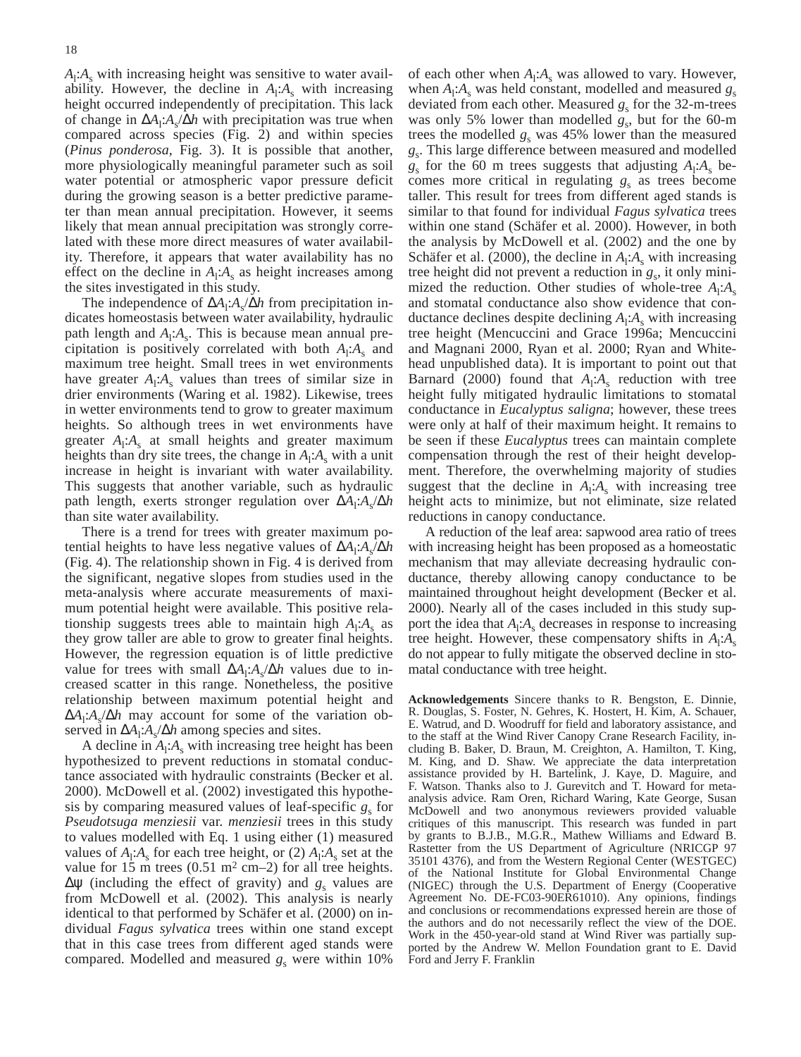$A_l$:$A_s$ with increasing height was sensitive to water availability. However, the decline in $A_l$:$A_s$ with increasing height occurred independently of precipitation. This lack of change in $\Delta A_l$:$A_s$/$\Delta h$ with precipitation was true when compared across species (Fig. 2) and within species (*Pinus ponderosa*, Fig. 3). It is possible that another, more physiologically meaningful parameter such as soil water potential or atmospheric vapor pressure deficit during the growing season is a better predictive parameter than mean annual precipitation. However, it seems likely that mean annual precipitation was strongly correlated with these more direct measures of water availability. Therefore, it appears that water availability has no effect on the decline in $A_l$:$A_s$ as height increases among the sites investigated in this study.

The independence of $\Delta A_l$:$A_s$/$\Delta h$ from precipitation indicates homeostasis between water availability, hydraulic path length and $A_l$:$A_s$. This is because mean annual precipitation is positively correlated with both $A_l$:$A_s$ and maximum tree height. Small trees in wet environments have greater $A_l$:$A_s$ values than trees of similar size in drier environments (Waring et al. 1982). Likewise, trees in wetter environments tend to grow to greater maximum heights. So although trees in wet environments have greater $A_l$:$A_s$ at small heights and greater maximum heights than dry site trees, the change in $A_l$:$A_s$ with a unit increase in height is invariant with water availability. This suggests that another variable, such as hydraulic path length, exerts stronger regulation over $\Delta A_l$:$A_s$/$\Delta h$ than site water availability.

There is a trend for trees with greater maximum potential heights to have less negative values of $\Delta A_l$:$A_s$/$\Delta h$ (Fig. 4). The relationship shown in Fig. 4 is derived from the significant, negative slopes from studies used in the meta-analysis where accurate measurements of maximum potential height were available. This positive relationship suggests trees able to maintain high $A_l$:$A_s$ as they grow taller are able to grow to greater final heights. However, the regression equation is of little predictive value for trees with small $\Delta A_l$:$A_s$/$\Delta h$ values due to increased scatter in this range. Nonetheless, the positive relationship between maximum potential height and $\Delta A_l$:$A_s$/$\Delta h$ may account for some of the variation observed in $\Delta A_l$:$A_s$/$\Delta h$ among species and sites.

A decline in $A_l$:$A_s$ with increasing tree height has been hypothesized to prevent reductions in stomatal conductance associated with hydraulic constraints (Becker et al. 2000). McDowell et al. (2002) investigated this hypothesis by comparing measured values of leaf-specific $g_s$ for *Pseudotsuga menziesii* var. *menziesii* trees in this study to values modelled with Eq. 1 using either (1) measured values of $A_l$:$A_s$ for each tree height, or (2) $A_l$:$A_s$ set at the value for 15 m trees (0.51 m² cm–2) for all tree heights. $\Delta\psi$ (including the effect of gravity) and $g_s$ values are from McDowell et al. (2002). This analysis is nearly identical to that performed by Schäfer et al. (2000) on individual *Fagus sylvatica* trees within one stand except that in this case trees from different aged stands were compared. Modelled and measured $g_s$ were within 10% of each other when $A_l$:$A_s$ was allowed to vary. However, when $A_l$:$A_s$ was held constant, modelled and measured $g_s$ deviated from each other. Measured $g_s$ for the 32-m-trees was only 5% lower than modelled $g_s$, but for the 60-m trees the modelled $g_s$ was 45% lower than the measured $g_s$. This large difference between measured and modelled $g_s$ for the 60 m trees suggests that adjusting $A_l$:$A_s$ becomes more critical in regulating $g_s$ as trees become taller. This result for trees from different aged stands is similar to that found for individual *Fagus sylvatica* trees within one stand (Schäfer et al. 2000). However, in both the analysis by McDowell et al. (2002) and the one by Schäfer et al. (2000), the decline in $A_l$:$A_s$ with increasing tree height did not prevent a reduction in $g_s$, it only minimized the reduction. Other studies of whole-tree $A_l$:$A_s$ and stomatal conductance also show evidence that conductance declines despite declining $A_l$:$A_s$ with increasing tree height (Mencuccini and Grace 1996a; Mencuccini and Magnani 2000, Ryan et al. 2000; Ryan and Whitehead unpublished data). It is important to point out that Barnard (2000) found that $A_l$:$A_s$ reduction with tree height fully mitigated hydraulic limitations to stomatal conductance in *Eucalyptus saligna*; however, these trees were only at half of their maximum height. It remains to be seen if these *Eucalyptus* trees can maintain complete compensation through the rest of their height development. Therefore, the overwhelming majority of studies suggest that the decline in $A_l$:$A_s$ with increasing tree height acts to minimize, but not eliminate, size related reductions in canopy conductance.

A reduction of the leaf area: sapwood area ratio of trees with increasing height has been proposed as a homeostatic mechanism that may alleviate decreasing hydraulic conductance, thereby allowing canopy conductance to be maintained throughout height development (Becker et al. 2000). Nearly all of the cases included in this study support the idea that $A_l$:$A_s$ decreases in response to increasing tree height. However, these compensatory shifts in $A_l$:$A_s$ do not appear to fully mitigate the observed decline in stomatal conductance with tree height.

**Acknowledgements** Sincere thanks to R. Bengston, E. Dinnie, R. Douglas, S. Foster, N. Gehres, K. Hostert, H. Kim, A. Schauer, E. Watrud, and D. Woodruff for field and laboratory assistance, and to the staff at the Wind River Canopy Crane Research Facility, including B. Baker, D. Braun, M. Creighton, A. Hamilton, T. King, M. King, and D. Shaw. We appreciate the data interpretation assistance provided by H. Bartelink, J. Kaye, D. Maguire, and F. Watson. Thanks also to J. Gurevitch and T. Howard for meta-analysis advice. Ram Oren, Richard Waring, Kate George, Susan McDowell and two anonymous reviewers provided valuable critiques of this manuscript. This research was funded in part by grants to B.J.B., M.G.R., Mathew Williams and Edward B. Rastetter from the US Department of Agriculture (NRICGP 97 35101 4376), and from the Western Regional Center (WESTGEC) of the National Institute for Global Environmental Change (NIGEC) through the U.S. Department of Energy (Cooperative Agreement No. DE-FC03-90ER61010). Any opinions, findings and conclusions or recommendations expressed herein are those of the authors and do not necessarily reflect the view of the DOE. Work in the 450-year-old stand at Wind River was partially supported by the Andrew W. Mellon Foundation grant to E. David Ford and Jerry F. Franklin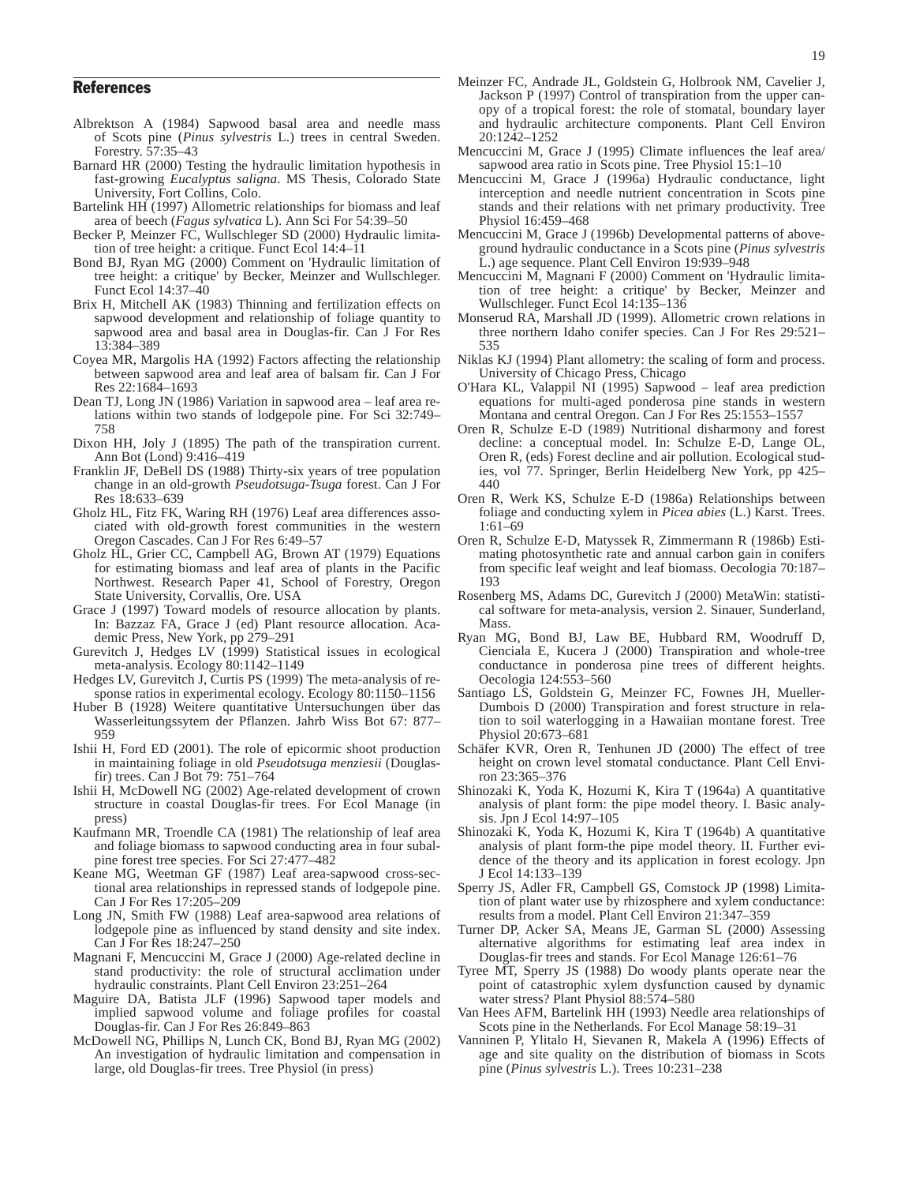## References

Albrektson A (1984) Sapwood basal area and needle mass of Scots pine (*Pinus sylvestris* L.) trees in central Sweden. Forestry. 57:35–43

Barnard HR (2000) Testing the hydraulic limitation hypothesis in fast-growing *Eucalyptus saligna*. MS Thesis, Colorado State University, Fort Collins, Colo.

Bartelink HH (1997) Allometric relationships for biomass and leaf area of beech (*Fagus sylvatica* L). Ann Sci For 54:39–50

Becker P, Meinzer FC, Wullschleger SD (2000) Hydraulic limitation of tree height: a critique. Funct Ecol 14:4–11

Bond BJ, Ryan MG (2000) Comment on 'Hydraulic limitation of tree height: a critique' by Becker, Meinzer and Wullschleger. Funct Ecol 14:37–40

Brix H, Mitchell AK (1983) Thinning and fertilization effects on sapwood development and relationship of foliage quantity to sapwood area and basal area in Douglas-fir. Can J For Res 13:384–389

Coyea MR, Margolis HA (1992) Factors affecting the relationship between sapwood area and leaf area of balsam fir. Can J For Res 22:1684–1693

Dean TJ, Long JN (1986) Variation in sapwood area – leaf area relations within two stands of lodgepole pine. For Sci 32:749–758

Dixon HH, Joly J (1895) The path of the transpiration current. Ann Bot (Lond) 9:416–419

Franklin JF, DeBell DS (1988) Thirty-six years of tree population change in an old-growth *Pseudotsuga-Tsuga* forest. Can J For Res 18:633–639

Gholz HL, Fitz FK, Waring RH (1976) Leaf area differences associated with old-growth forest communities in the western Oregon Cascades. Can J For Res 6:49–57

Gholz HL, Grier CC, Campbell AG, Brown AT (1979) Equations for estimating biomass and leaf area of plants in the Pacific Northwest. Research Paper 41, School of Forestry, Oregon State University, Corvallis, Ore. USA

Grace J (1997) Toward models of resource allocation by plants. In: Bazzaz FA, Grace J (ed) Plant resource allocation. Academic Press, New York, pp 279–291

Gurevitch J, Hedges LV (1999) Statistical issues in ecological meta-analysis. Ecology 80:1142–1149

Hedges LV, Gurevitch J, Curtis PS (1999) The meta-analysis of response ratios in experimental ecology. Ecology 80:1150–1156

Huber B (1928) Weitere quantitative Untersuchungen über das Wasserleitungssytem der Pflanzen. Jahrb Wiss Bot 67: 877–959

Ishii H, Ford ED (2001). The role of epicormic shoot production in maintaining foliage in old *Pseudotsuga menziesii* (Douglas-fir) trees. Can J Bot 79: 751–764

Ishii H, McDowell NG (2002) Age-related development of crown structure in coastal Douglas-fir trees. For Ecol Manage (in press)

Kaufmann MR, Troendle CA (1981) The relationship of leaf area and foliage biomass to sapwood conducting area in four subalpine forest tree species. For Sci 27:477–482

Keane MG, Weetman GF (1987) Leaf area-sapwood cross-sectional area relationships in repressed stands of lodgepole pine. Can J For Res 17:205–209

Long JN, Smith FW (1988) Leaf area-sapwood area relations of lodgepole pine as influenced by stand density and site index. Can J For Res 18:247–250

Magnani F, Mencuccini M, Grace J (2000) Age-related decline in stand productivity: the role of structural acclimation under hydraulic constraints. Plant Cell Environ 23:251–264

Maguire DA, Batista JLF (1996) Sapwood taper models and implied sapwood volume and foliage profiles for coastal Douglas-fir. Can J For Res 26:849–863

McDowell NG, Phillips N, Lunch CK, Bond BJ, Ryan MG (2002) An investigation of hydraulic limitation and compensation in large, old Douglas-fir trees. Tree Physiol (in press)

Meinzer FC, Andrade JL, Goldstein G, Holbrook NM, Cavelier J, Jackson P (1997) Control of transpiration from the upper canopy of a tropical forest: the role of stomatal, boundary layer and hydraulic architecture components. Plant Cell Environ 20:1242–1252

Mencuccini M, Grace J (1995) Climate influences the leaf area/sapwood area ratio in Scots pine. Tree Physiol 15:1–10

Mencuccini M, Grace J (1996a) Hydraulic conductance, light interception and needle nutrient concentration in Scots pine stands and their relations with net primary productivity. Tree Physiol 16:459–468

Mencuccini M, Grace J (1996b) Developmental patterns of above-ground hydraulic conductance in a Scots pine (*Pinus sylvestris* L.) age sequence. Plant Cell Environ 19:939–948

Mencuccini M, Magnani F (2000) Comment on 'Hydraulic limitation of tree height: a critique' by Becker, Meinzer and Wullschleger. Funct Ecol 14:135–136

Monserud RA, Marshall JD (1999). Allometric crown relations in three northern Idaho conifer species. Can J For Res 29:521–535

Niklas KJ (1994) Plant allometry: the scaling of form and process. University of Chicago Press, Chicago

O'Hara KL, Valappil NI (1995) Sapwood – leaf area prediction equations for multi-aged ponderosa pine stands in western Montana and central Oregon. Can J For Res 25:1553–1557

Oren R, Schulze E-D (1989) Nutritional disharmony and forest decline: a conceptual model. In: Schulze E-D, Lange OL, Oren R, (eds) Forest decline and air pollution. Ecological studies, vol 77. Springer, Berlin Heidelberg New York, pp 425–440

Oren R, Werk KS, Schulze E-D (1986a) Relationships between foliage and conducting xylem in *Picea abies* (L.) Karst. Trees. 1:61–69

Oren R, Schulze E-D, Matyssek R, Zimmermann R (1986b) Estimating photosynthetic rate and annual carbon gain in conifers from specific leaf weight and leaf biomass. Oecologia 70:187–193

Rosenberg MS, Adams DC, Gurevitch J (2000) MetaWin: statistical software for meta-analysis, version 2. Sinauer, Sunderland, Mass.

Ryan MG, Bond BJ, Law BE, Hubbard RM, Woodruff D, Cienciala E, Kucera J (2000) Transpiration and whole-tree conductance in ponderosa pine trees of different heights. Oecologia 124:553–560

Santiago LS, Goldstein G, Meinzer FC, Fownes JH, Mueller-Dumbois D (2000) Transpiration and forest structure in relation to soil waterlogging in a Hawaiian montane forest. Tree Physiol 20:673–681

Schäfer KVR, Oren R, Tenhunen JD (2000) The effect of tree height on crown level stomatal conductance. Plant Cell Environ 23:365–376

Shinozaki K, Yoda K, Hozumi K, Kira T (1964a) A quantitative analysis of plant form: the pipe model theory. I. Basic analysis. Jpn J Ecol 14:97–105

Shinozaki K, Yoda K, Hozumi K, Kira T (1964b) A quantitative analysis of plant form-the pipe model theory. II. Further evidence of the theory and its application in forest ecology. Jpn J Ecol 14:133–139

Sperry JS, Adler FR, Campbell GS, Comstock JP (1998) Limitation of plant water use by rhizosphere and xylem conductance: results from a model. Plant Cell Environ 21:347–359

Turner DP, Acker SA, Means JE, Garman SL (2000) Assessing alternative algorithms for estimating leaf area index in Douglas-fir trees and stands. For Ecol Manage 126:61–76

Tyree MT, Sperry JS (1988) Do woody plants operate near the point of catastrophic xylem dysfunction caused by dynamic water stress? Plant Physiol 88:574–580

Van Hees AFM, Bartelink HH (1993) Needle area relationships of Scots pine in the Netherlands. For Ecol Manage 58:19–31

Vanninen P, Ylitalo H, Sievanen R, Makela A (1996) Effects of age and site quality on the distribution of biomass in Scots pine (*Pinus sylvestris* L.). Trees 10:231–238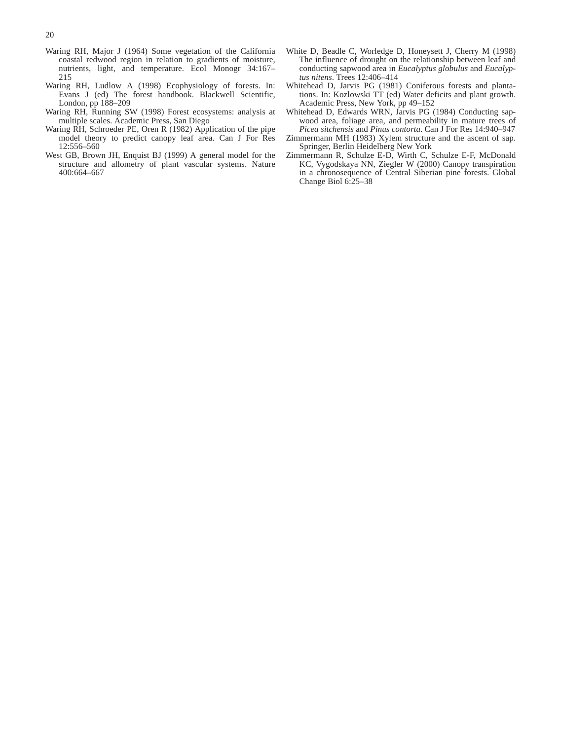Waring RH, Major J (1964) Some vegetation of the California coastal redwood region in relation to gradients of moisture, nutrients, light, and temperature. Ecol Monogr 34:167–215

Waring RH, Ludlow A (1998) Ecophysiology of forests. In: Evans J (ed) The forest handbook. Blackwell Scientific, London, pp 188–209

Waring RH, Running SW (1998) Forest ecosystems: analysis at multiple scales. Academic Press, San Diego

Waring RH, Schroeder PE, Oren R (1982) Application of the pipe model theory to predict canopy leaf area. Can J For Res 12:556–560

West GB, Brown JH, Enquist BJ (1999) A general model for the structure and allometry of plant vascular systems. Nature 400:664–667

White D, Beadle C, Worledge D, Honeysett J, Cherry M (1998) The influence of drought on the relationship between leaf and conducting sapwood area in *Eucalyptus globulus* and *Eucalyptus nitens*. Trees 12:406–414

Whitehead D, Jarvis PG (1981) Coniferous forests and plantations. In: Kozlowski TT (ed) Water deficits and plant growth. Academic Press, New York, pp 49–152

Whitehead D, Edwards WRN, Jarvis PG (1984) Conducting sapwood area, foliage area, and permeability in mature trees of *Picea sitchensis* and *Pinus contorta*. Can J For Res 14:940–947

Zimmermann MH (1983) Xylem structure and the ascent of sap. Springer, Berlin Heidelberg New York

Zimmermann R, Schulze E-D, Wirth C, Schulze E-F, McDonald KC, Vygodskaya NN, Ziegler W (2000) Canopy transpiration in a chronosequence of Central Siberian pine forests. Global Change Biol 6:25–38